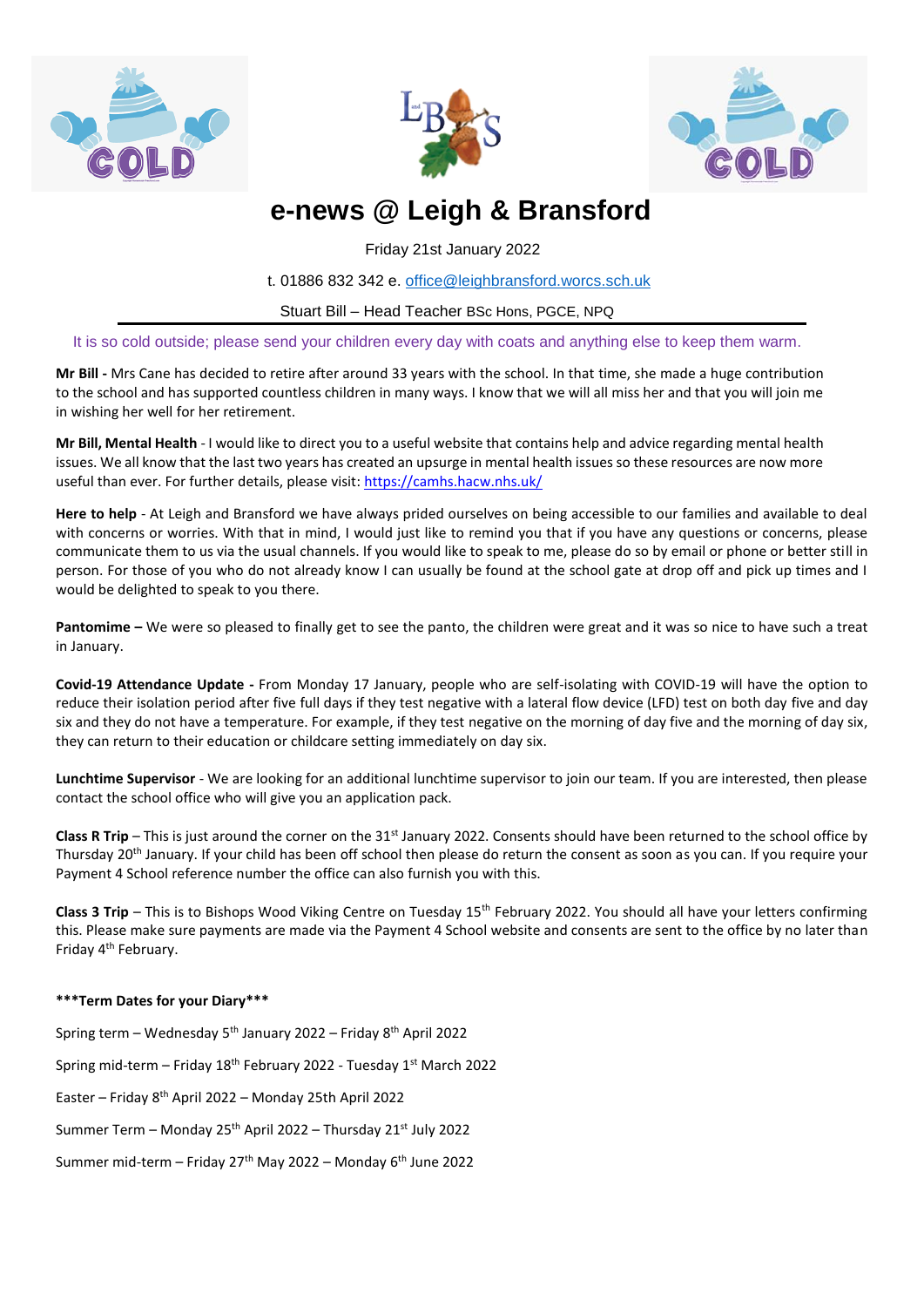# e-news @ Leigh & Bransford

Friday 21st January 2022

t. 01886 832 342 e. office@leighbransford.worcs.sch.uk

Stuart Bill – Head Teacher BSc Hons, PGCE, NPQ

It is so cold outside; please send your children every day with coats and anything else to keep them warm.

**Mr Bill -** Mrs Cane has decided to retire after around 33 years with the school. In that time, she made a huge contribution to the school and has supported countless children in many ways. I know that we will all miss her and that you will join me in wishing her well for her retirement.

**Mr Bill, Mental Health** - I would like to direct you to a useful website that contains help and advice regarding mental health issues. We all know that the last two years has created an upsurge in mental health issues so these resources are now more useful than ever. For further details, please visit: https://camhs.hacw.nhs.uk/

**Here to help** - At Leigh and Bransford we have always prided ourselves on being accessible to our families and available to deal with concerns or worries. With that in mind, I would just like to remind you that if you have any questions or concerns, please communicate them to us via the usual channels. If you would like to speak to me, please do so by email or phone or better still in person. For those of you who do not already know I can usually be found at the school gate at drop off and pick up times and I would be delighted to speak to you there.

**Pantomime –** We were so pleased to finally get to see the panto, the children were great and it was so nice to have such a treat in January.

**Covid-19 Attendance Update -** From Monday 17 January, people who are self-isolating with COVID-19 will have the option to reduce their isolation period after five full days if they test negative with a lateral flow device (LFD) test on both day five and day six and they do not have a temperature. For example, if they test negative on the morning of day five and the morning of day six, they can return to their education or childcare setting immediately on day six.

**Lunchtime Supervisor** - We are looking for an additional lunchtime supervisor to join our team. If you are interested, then please contact the school office who will give you an application pack.

**Class R Trip** – This is just around the corner on the 31st January 2022. Consents should have been returned to the school office by Thursday 20th January. If your child has been off school then please do return the consent as soon as you can. If you require your Payment 4 School reference number the office can also furnish you with this.

**Class 3 Trip** – This is to Bishops Wood Viking Centre on Tuesday 15th February 2022. You should all have your letters confirming this. Please make sure payments are made via the Payment 4 School website and consents are sent to the office by no later than Friday 4th February.

**\*\*\*Term Dates for your Diary\*\*\***

Spring term – Wednesday 5th January 2022 – Friday 8th April 2022

Spring mid-term – Friday 18th February 2022 - Tuesday 1st March 2022

Easter – Friday 8th April 2022 – Monday 25th April 2022

Summer Term – Monday 25th April 2022 – Thursday 21st July 2022

Summer mid-term – Friday 27th May 2022 – Monday 6th June 2022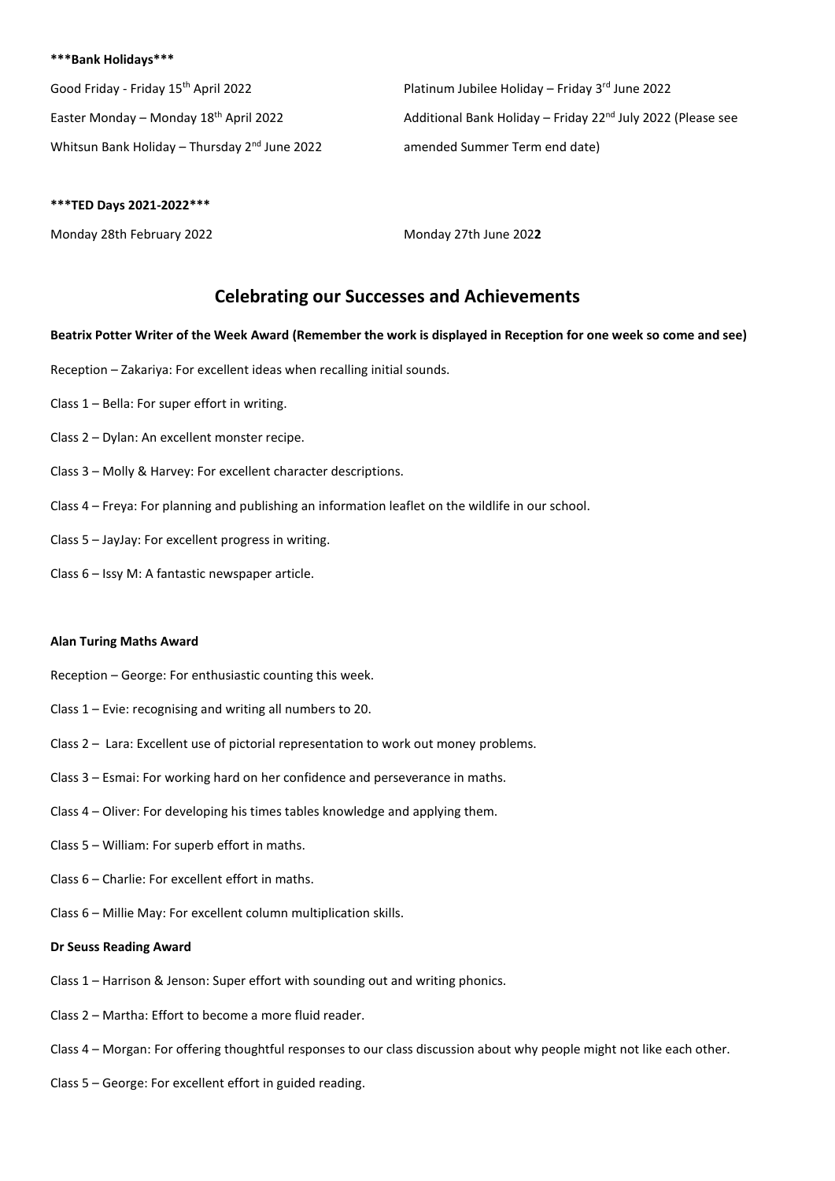**\*\*\*Bank Holidays\*\*\***

Good Friday - Friday 15th April 2022

Easter Monday – Monday 18th April 2022

Whitsun Bank Holiday – Thursday 2nd June 2022

Platinum Jubilee Holiday – Friday 3rd June 2022

Additional Bank Holiday – Friday 22nd July 2022 (Please see amended Summer Term end date)

**\*\*\*TED Days 2021-2022\*\*\***

Monday 28th February 2022

Monday 27th June 202**2**

## Celebrating our Successes and Achievements

**Beatrix Potter Writer of the Week Award (Remember the work is displayed in Reception for one week so come and see)**

Reception – Zakariya: For excellent ideas when recalling initial sounds.

Class 1 – Bella: For super effort in writing.

Class 2 – Dylan: An excellent monster recipe.

Class 3 – Molly & Harvey: For excellent character descriptions.

Class 4 – Freya: For planning and publishing an information leaflet on the wildlife in our school.

Class 5 – JayJay: For excellent progress in writing.

Class 6 – Issy M: A fantastic newspaper article.

**Alan Turing Maths Award**

Reception – George: For enthusiastic counting this week.

Class 1 – Evie: recognising and writing all numbers to 20.

Class 2 – Lara: Excellent use of pictorial representation to work out money problems.

Class 3 – Esmai: For working hard on her confidence and perseverance in maths.

Class 4 – Oliver: For developing his times tables knowledge and applying them.

Class 5 – William: For superb effort in maths.

Class 6 – Charlie: For excellent effort in maths.

Class 6 – Millie May: For excellent column multiplication skills.

**Dr Seuss Reading Award**

Class 1 – Harrison & Jenson: Super effort with sounding out and writing phonics.

Class 2 – Martha: Effort to become a more fluid reader.

Class 4 – Morgan: For offering thoughtful responses to our class discussion about why people might not like each other.

Class 5 – George: For excellent effort in guided reading.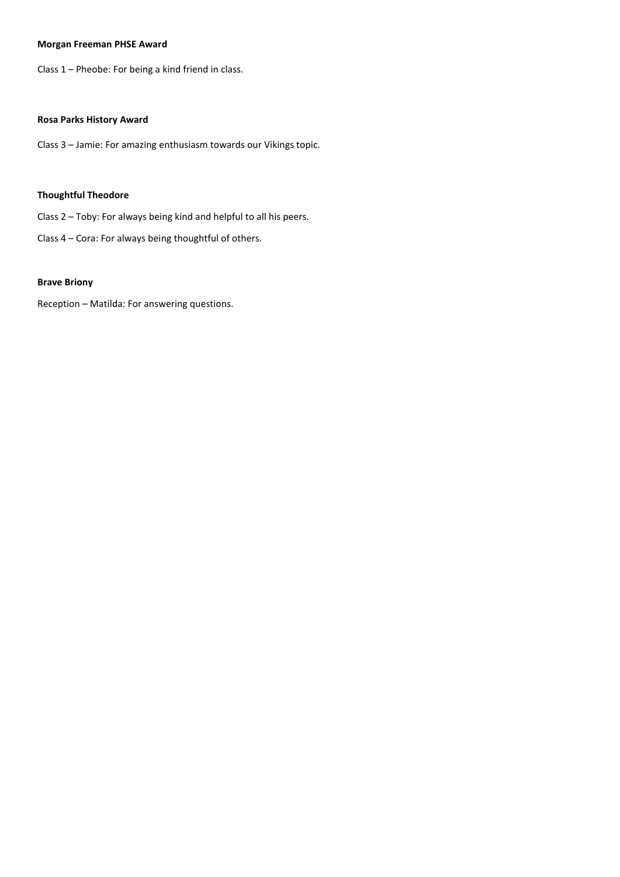**Morgan Freeman PHSE Award**

Class 1 – Pheobe: For being a kind friend in class.

**Rosa Parks History Award**

Class 3 – Jamie: For amazing enthusiasm towards our Vikings topic.

**Thoughtful Theodore**

Class 2 – Toby: For always being kind and helpful to all his peers.

Class 4 – Cora: For always being thoughtful of others.

**Brave Briony**

Reception – Matilda: For answering questions.